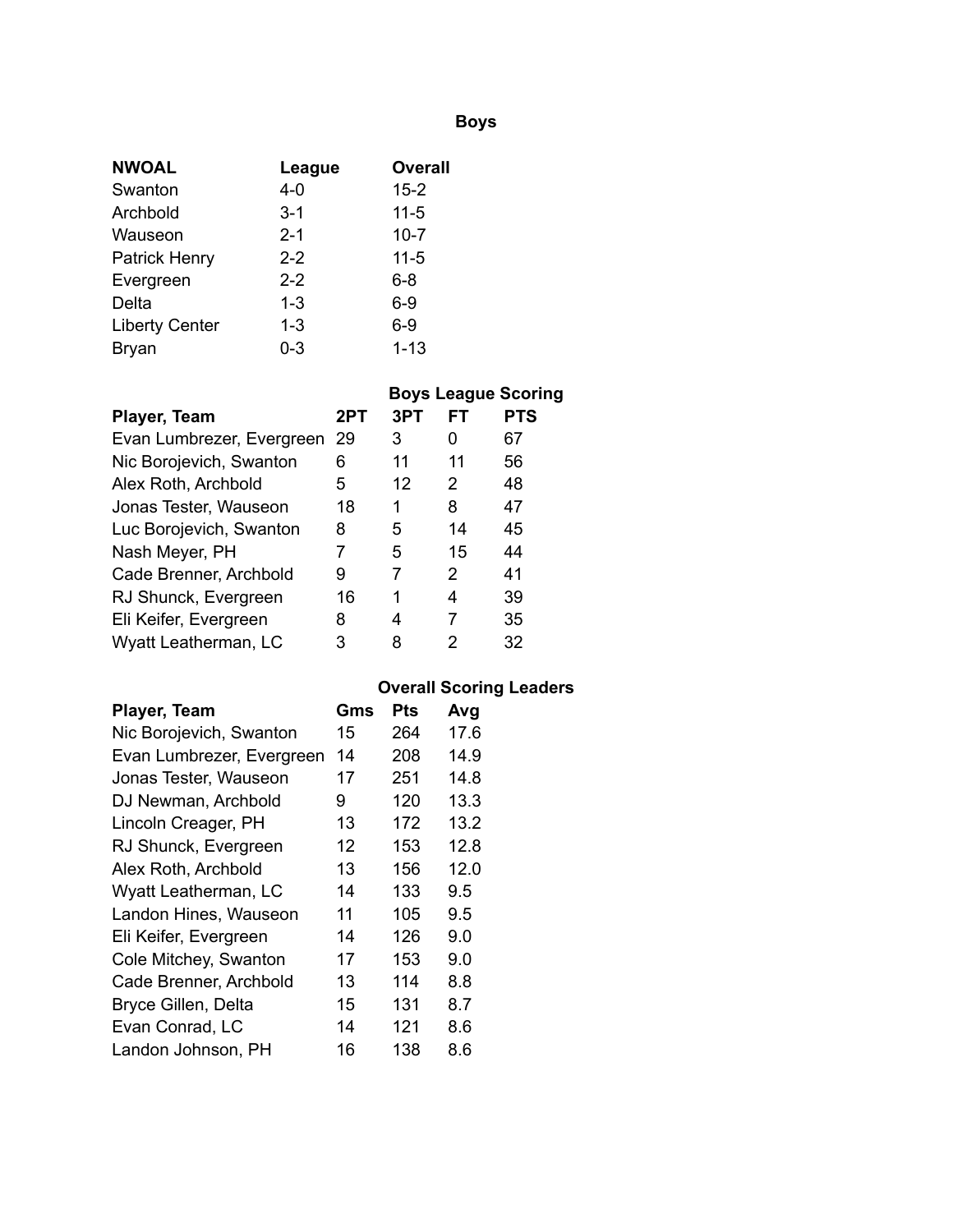# Boys

| NWOAL | League | Overall |
|---|---|---|
| Swanton | 4-0 | 15-2 |
| Archbold | 3-1 | 11-5 |
| Wauseon | 2-1 | 10-7 |
| Patrick Henry | 2-2 | 11-5 |
| Evergreen | 2-2 | 6-8 |
| Delta | 1-3 | 6-9 |
| Liberty Center | 1-3 | 6-9 |
| Bryan | 0-3 | 1-13 |

## Boys League Scoring

| Player, Team | 2PT | 3PT | FT | PTS |
|---|---|---|---|---|
| Evan Lumbrezer, Evergreen | 29 | 3 | 0 | 67 |
| Nic Borojevich, Swanton | 6 | 11 | 11 | 56 |
| Alex Roth, Archbold | 5 | 12 | 2 | 48 |
| Jonas Tester, Wauseon | 18 | 1 | 8 | 47 |
| Luc Borojevich, Swanton | 8 | 5 | 14 | 45 |
| Nash Meyer, PH | 7 | 5 | 15 | 44 |
| Cade Brenner, Archbold | 9 | 7 | 2 | 41 |
| RJ Shunck, Evergreen | 16 | 1 | 4 | 39 |
| Eli Keifer, Evergreen | 8 | 4 | 7 | 35 |
| Wyatt Leatherman, LC | 3 | 8 | 2 | 32 |

## Overall Scoring Leaders

| Player, Team | Gms | Pts | Avg |
|---|---|---|---|
| Nic Borojevich, Swanton | 15 | 264 | 17.6 |
| Evan Lumbrezer, Evergreen | 14 | 208 | 14.9 |
| Jonas Tester, Wauseon | 17 | 251 | 14.8 |
| DJ Newman, Archbold | 9 | 120 | 13.3 |
| Lincoln Creager, PH | 13 | 172 | 13.2 |
| RJ Shunck, Evergreen | 12 | 153 | 12.8 |
| Alex Roth, Archbold | 13 | 156 | 12.0 |
| Wyatt Leatherman, LC | 14 | 133 | 9.5 |
| Landon Hines, Wauseon | 11 | 105 | 9.5 |
| Eli Keifer, Evergreen | 14 | 126 | 9.0 |
| Cole Mitchey, Swanton | 17 | 153 | 9.0 |
| Cade Brenner, Archbold | 13 | 114 | 8.8 |
| Bryce Gillen, Delta | 15 | 131 | 8.7 |
| Evan Conrad, LC | 14 | 121 | 8.6 |
| Landon Johnson, PH | 16 | 138 | 8.6 |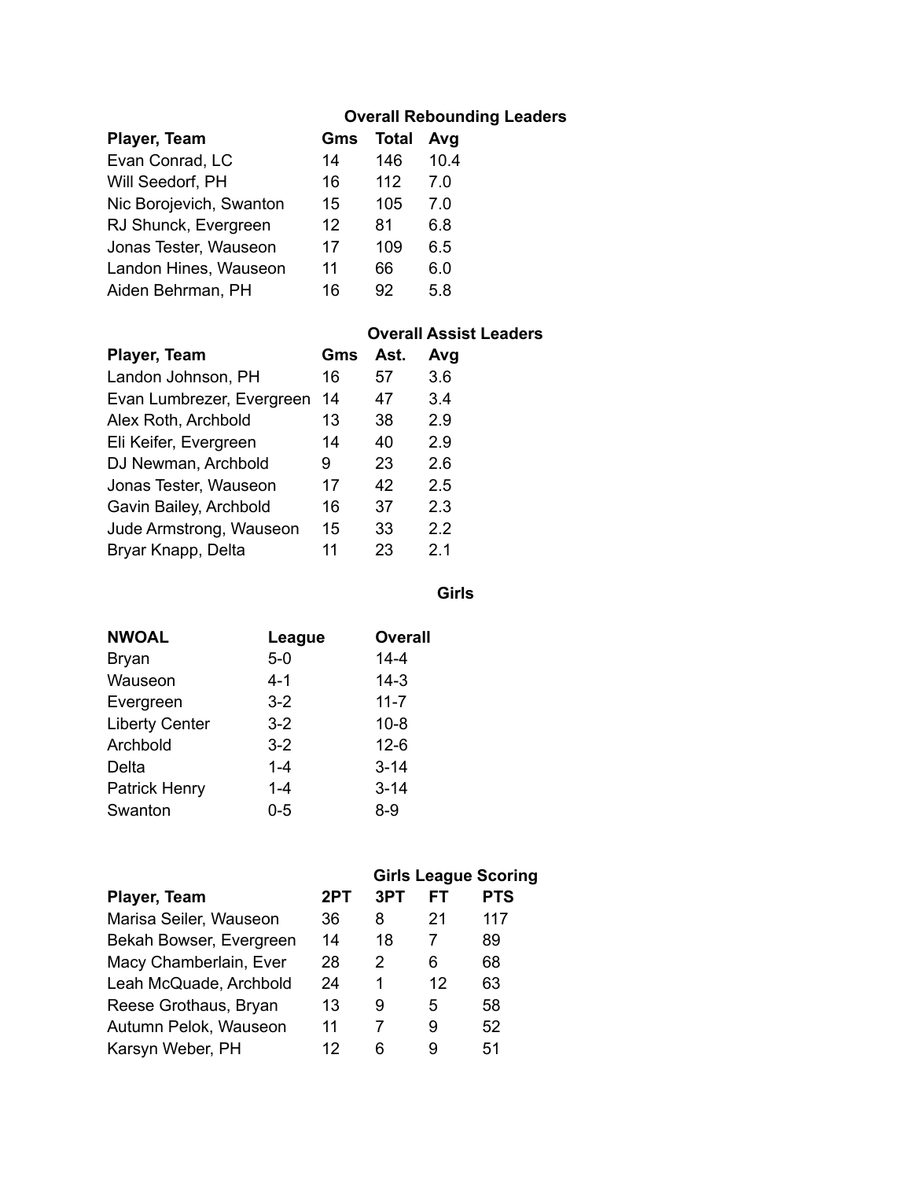### Overall Rebounding Leaders

| Player, Team | Gms | Total | Avg |
|---|---|---|---|
| Evan Conrad, LC | 14 | 146 | 10.4 |
| Will Seedorf, PH | 16 | 112 | 7.0 |
| Nic Borojevich, Swanton | 15 | 105 | 7.0 |
| RJ Shunck, Evergreen | 12 | 81 | 6.8 |
| Jonas Tester, Wauseon | 17 | 109 | 6.5 |
| Landon Hines, Wauseon | 11 | 66 | 6.0 |
| Aiden Behrman, PH | 16 | 92 | 5.8 |

### Overall Assist Leaders

| Player, Team | Gms | Ast. | Avg |
|---|---|---|---|
| Landon Johnson, PH | 16 | 57 | 3.6 |
| Evan Lumbrezer, Evergreen | 14 | 47 | 3.4 |
| Alex Roth, Archbold | 13 | 38 | 2.9 |
| Eli Keifer, Evergreen | 14 | 40 | 2.9 |
| DJ Newman, Archbold | 9 | 23 | 2.6 |
| Jonas Tester, Wauseon | 17 | 42 | 2.5 |
| Gavin Bailey, Archbold | 16 | 37 | 2.3 |
| Jude Armstrong, Wauseon | 15 | 33 | 2.2 |
| Bryar Knapp, Delta | 11 | 23 | 2.1 |

## Girls

| NWOAL | League | Overall |
|---|---|---|
| Bryan | 5-0 | 14-4 |
| Wauseon | 4-1 | 14-3 |
| Evergreen | 3-2 | 11-7 |
| Liberty Center | 3-2 | 10-8 |
| Archbold | 3-2 | 12-6 |
| Delta | 1-4 | 3-14 |
| Patrick Henry | 1-4 | 3-14 |
| Swanton | 0-5 | 8-9 |

### Girls League Scoring

| Player, Team | 2PT | 3PT | FT | PTS |
|---|---|---|---|---|
| Marisa Seiler, Wauseon | 36 | 8 | 21 | 117 |
| Bekah Bowser, Evergreen | 14 | 18 | 7 | 89 |
| Macy Chamberlain, Ever | 28 | 2 | 6 | 68 |
| Leah McQuade, Archbold | 24 | 1 | 12 | 63 |
| Reese Grothaus, Bryan | 13 | 9 | 5 | 58 |
| Autumn Pelok, Wauseon | 11 | 7 | 9 | 52 |
| Karsyn Weber, PH | 12 | 6 | 9 | 51 |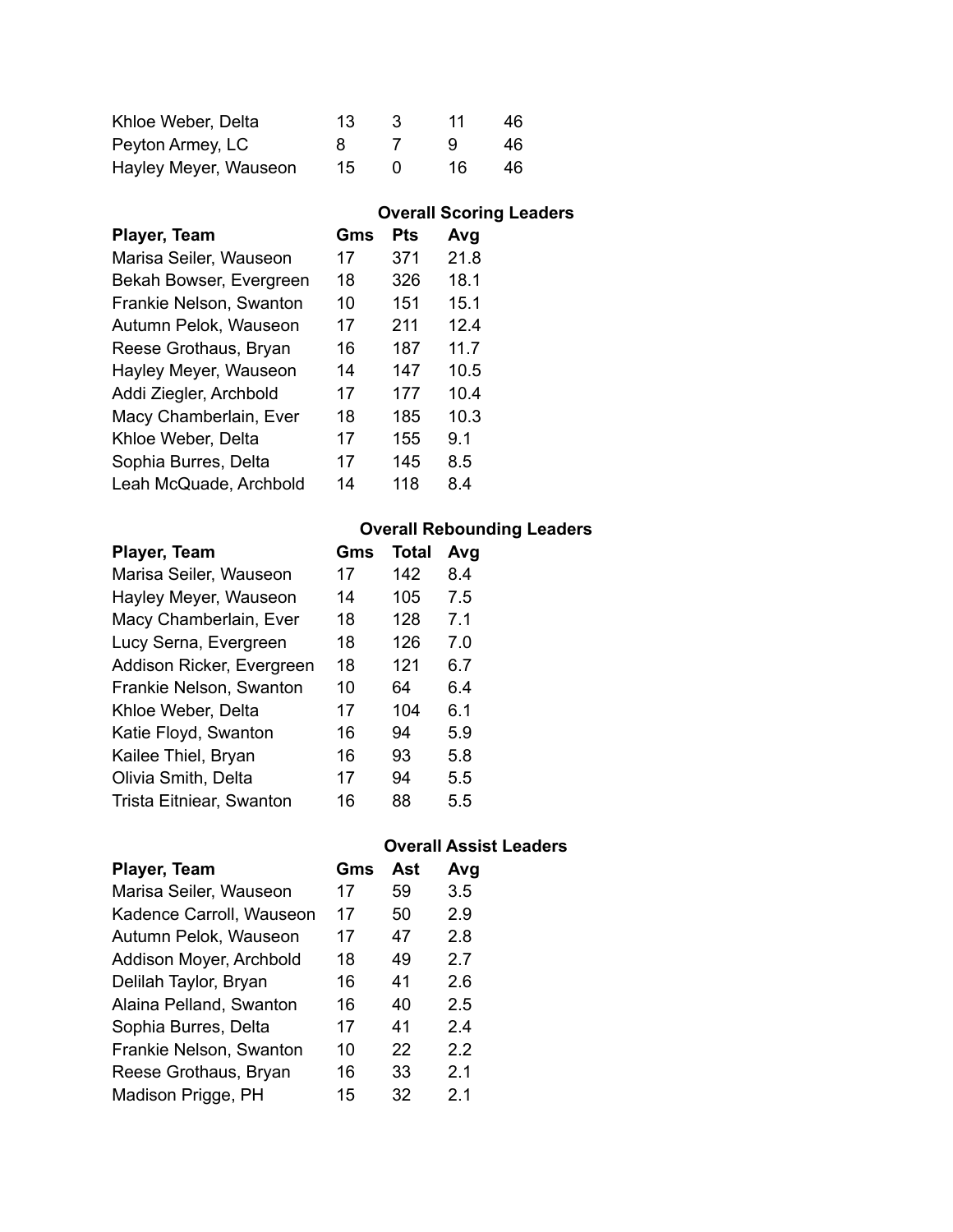| | | | | |
|---|---|---|---|---|
| Khloe Weber, Delta | 13 | 3 | 11 | 46 |
| Peyton Armey, LC | 8 | 7 | 9 | 46 |
| Hayley Meyer, Wauseon | 15 | 0 | 16 | 46 |

**Overall Scoring Leaders**

| Player, Team | Gms | Pts | Avg |
|---|---|---|---|
| Marisa Seiler, Wauseon | 17 | 371 | 21.8 |
| Bekah Bowser, Evergreen | 18 | 326 | 18.1 |
| Frankie Nelson, Swanton | 10 | 151 | 15.1 |
| Autumn Pelok, Wauseon | 17 | 211 | 12.4 |
| Reese Grothaus, Bryan | 16 | 187 | 11.7 |
| Hayley Meyer, Wauseon | 14 | 147 | 10.5 |
| Addi Ziegler, Archbold | 17 | 177 | 10.4 |
| Macy Chamberlain, Ever | 18 | 185 | 10.3 |
| Khloe Weber, Delta | 17 | 155 | 9.1 |
| Sophia Burres, Delta | 17 | 145 | 8.5 |
| Leah McQuade, Archbold | 14 | 118 | 8.4 |

**Overall Rebounding Leaders**

| Player, Team | Gms | Total | Avg |
|---|---|---|---|
| Marisa Seiler, Wauseon | 17 | 142 | 8.4 |
| Hayley Meyer, Wauseon | 14 | 105 | 7.5 |
| Macy Chamberlain, Ever | 18 | 128 | 7.1 |
| Lucy Serna, Evergreen | 18 | 126 | 7.0 |
| Addison Ricker, Evergreen | 18 | 121 | 6.7 |
| Frankie Nelson, Swanton | 10 | 64 | 6.4 |
| Khloe Weber, Delta | 17 | 104 | 6.1 |
| Katie Floyd, Swanton | 16 | 94 | 5.9 |
| Kailee Thiel, Bryan | 16 | 93 | 5.8 |
| Olivia Smith, Delta | 17 | 94 | 5.5 |
| Trista Eitniear, Swanton | 16 | 88 | 5.5 |

**Overall Assist Leaders**

| Player, Team | Gms | Ast | Avg |
|---|---|---|---|
| Marisa Seiler, Wauseon | 17 | 59 | 3.5 |
| Kadence Carroll, Wauseon | 17 | 50 | 2.9 |
| Autumn Pelok, Wauseon | 17 | 47 | 2.8 |
| Addison Moyer, Archbold | 18 | 49 | 2.7 |
| Delilah Taylor, Bryan | 16 | 41 | 2.6 |
| Alaina Pelland, Swanton | 16 | 40 | 2.5 |
| Sophia Burres, Delta | 17 | 41 | 2.4 |
| Frankie Nelson, Swanton | 10 | 22 | 2.2 |
| Reese Grothaus, Bryan | 16 | 33 | 2.1 |
| Madison Prigge, PH | 15 | 32 | 2.1 |